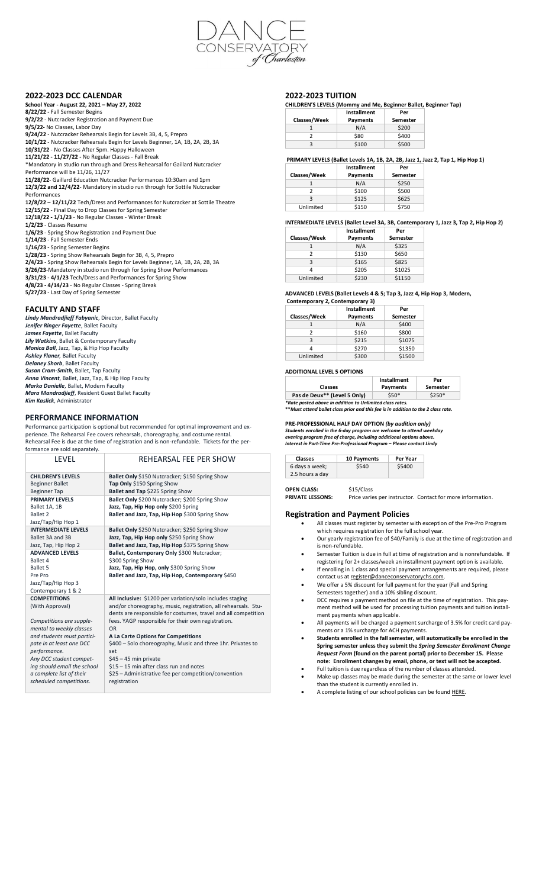DANCE CONSERVATORY of Charleston

## 2022-2023 DCC CALENDAR

**School Year - August 22, 2021 – May 27, 2022**
**8/22/22 -** Fall Semester Begins
**9/2/22** - Nutcracker Registration and Payment Due
**9/5/22-** No Classes, Labor Day
**9/24/22** - Nutcracker Rehearsals Begin for Levels 3B, 4, 5, Prepro
**10/1/22** - Nutcracker Rehearsals Begin for Levels Beginner, 1A, 1B, 2A, 2B, 3A
**10/31/22** - No Classes After 5pm. Happy Halloween
**11/21/22 - 11/27/22 -** No Regular Classes - Fall Break
*Mandatory in studio run through and Dress Rehearsal for Gaillard Nutcracker Performance will be 11/26, 11/27
**11/28/22**- Gaillard Education Nutcracker Performances 10:30am and 1pm
**12/3/22 and 12/4/22**- Mandatory in studio run through for Sottile Nutcracker Performances
**12/8/22 – 12/11/22** Tech/Dress and Performances for Nutcracker at Sottile Theatre
**12/15/22** - Final Day to Drop Classes for Spring Semester
**12/18/22 - 1/1/23** - No Regular Classes - Winter Break
**1/2/23** - Classes Resume
**1/6/23** - Spring Show Registration and Payment Due
**1/14/23** - Fall Semester Ends
**1/16/23 -** Spring Semester Begins
**1/28/23** - Spring Show Rehearsals Begin for 3B, 4, 5, Prepro
**2/4/23** - Spring Show Rehearsals Begin for Levels Beginner, 1A, 1B, 2A, 2B, 3A
**3/26/23**-Mandatory in studio run through for Spring Show Performances
**3/31/23 - 4/1/23** Tech/Dress and Performances for Spring Show
**4/8/23 - 4/14/23** - No Regular Classes - Spring Break
**5/27/23** - Last Day of Spring Semester

## FACULTY AND STAFF

***Lindy Mandradjieff Fabyanic***, Director, Ballet Faculty
***Jenifer Ringer Fayette***, Ballet Faculty
***James Fayette***, Ballet Faculty
***Lily Watkins***, Ballet & Contemporary Faculty
***Monica Ball***, Jazz, Tap, & Hip Hop Faculty
***Ashley Flaner***, Ballet Faculty
***Delaney Shorb***, Ballet Faculty
***Susan Cram-Smith***, Ballet, Tap Faculty
***Anna Vincent***, Ballet, Jazz, Tap, & Hip Hop Faculty
***Marka Danielle***, Ballet, Modern Faculty
***Mara Mandradjieff***, Resident Guest Ballet Faculty
***Kim Kaslick***, Administrator

## PERFORMANCE INFORMATION

Performance participation is optional but recommended for optimal improvement and experience. The Rehearsal Fee covers rehearsals, choreography, and costume rental. Rehearsal Fee is due at the time of registration and is non-refundable. Tickets for the performance are sold separately.

| LEVEL | REHEARSAL FEE PER SHOW |
|---|---|
| **CHILDREN'S LEVELS**<br>Beginner Ballet<br>Beginner Tap | **Ballet Only** $150 Nutcracker; $150 Spring Show<br>**Tap Only** $150 Spring Show<br>**Ballet and Tap** $225 Spring Show |
| **PRIMARY LEVELS**<br>Ballet 1A, 1B<br>Ballet 2<br>Jazz/Tap/Hip Hop 1 | **Ballet Only** $200 Nutcracker; $200 Spring Show<br>**Jazz, Tap, Hip Hop only** $200 Spring<br>**Ballet and Jazz, Tap, Hip Hop** $300 Spring Show |
| **INTERMEDIATE LEVELS**<br>Ballet 3A and 3B<br>Jazz, Tap, Hip Hop 2 | **Ballet Only** $250 Nutcracker; $250 Spring Show<br>**Jazz, Tap, Hip Hop only** $250 Spring Show<br>**Ballet and Jazz, Tap, Hip Hop** $375 Spring Show |
| **ADVANCED LEVELS**<br>Ballet 4<br>Ballet 5<br>Pre Pro<br>Jazz/Tap/Hip Hop 3<br>Contemporary 1 & 2 | **Ballet, Contemporary Only** $300 Nutcracker;<br>$300 Spring Show<br>**Jazz, Tap, Hip Hop, only** $300 Spring Show<br>**Ballet and Jazz, Tap, Hip Hop, Contemporary** $450 |
| **COMPETITIONS**<br>(With Approval)<br><br>*Competitions are supplemental to weekly classes and students must participate in at least one DCC performance.*<br>*Any DCC student competing should email the school a complete list of their scheduled competitions.* | **All Inclusive:** $1200 per variation/solo includes staging and/or choreography, music, registration, all rehearsals. Students are responsible for costumes, travel and all competition fees. YAGP responsible for their own registration.<br>OR<br>**A La Carte Options for Competitions**<br>$400 – Solo choreography, Music and three 1hr. Privates to set<br>$45 – 45 min private<br>$15 – 15 min after class run and notes<br>$25 – Administrative fee per competition/convention registration |

## 2022-2023 TUITION

**CHILDREN'S LEVELS (Mommy and Me, Beginner Ballet, Beginner Tap)**

| Classes/Week | Installment Payments | Per Semester |
|---|---|---|
| 1 | N/A | $200 |
| 2 | $80 | $400 |
| 3 | $100 | $500 |

**PRIMARY LEVELS (Ballet Levels 1A, 1B, 2A, 2B, Jazz 1, Jazz 2, Tap 1, Hip Hop 1)**

| Classes/Week | Installment Payments | Per Semester |
|---|---|---|
| 1 | N/A | $250 |
| 2 | $100 | $500 |
| 3 | $125 | $625 |
| Unlimited | $150 | $750 |

**INTERMEDIATE LEVELS (Ballet Level 3A, 3B, Contemporary 1, Jazz 3, Tap 2, Hip Hop 2)**

| Classes/Week | Installment Payments | Per Semester |
|---|---|---|
| 1 | N/A | $325 |
| 2 | $130 | $650 |
| 3 | $165 | $825 |
| 4 | $205 | $1025 |
| Unlimited | $230 | $1150 |

**ADVANCED LEVELS (Ballet Levels 4 & 5; Tap 3, Jazz 4, Hip Hop 3, Modern, Contemporary 2, Contemporary 3)**

| Classes/Week | Installment Payments | Per Semester |
|---|---|---|
| 1 | N/A | $400 |
| 2 | $160 | $800 |
| 3 | $215 | $1075 |
| 4 | $270 | $1350 |
| Unlimited | $300 | $1500 |

**ADDITIONAL LEVEL 5 OPTIONS**

| Classes | Installment Payments | Per Semester |
|---|---|---|
| Pas de Deux** (Level 5 Only) | $50* | $250* |

**Rate posted above in addition to Unlimited class rates.*
***Must attend ballet class prior and this fee is in addition to the 2 class rate.*

**PRE-PROFESSIONAL HALF DAY OPTION** *(by audition only)*
***Students enrolled in the 6-day program are welcome to attend weekday evening program free of charge, including additional options above. Interest in Part-Time Pre-Professional Program – Please contact Lindy***

| Classes | 10 Payments | Per Year |
|---|---|---|
| 6 days a week; 2.5 hours a day | $540 | $5400 |

**OPEN CLASS:** $15/Class
**PRIVATE LESSONS:** Price varies per instructor. Contact for more information.

## Registration and Payment Policies

- All classes must register by semester with exception of the Pre-Pro Program which requires registration for the full school year.
- Our yearly registration fee of $40/Family is due at the time of registration and is non-refundable.
- Semester Tuition is due in full at time of registration and is nonrefundable. If registering for 2+ classes/week an installment payment option is available.
- If enrolling in 1 class and special payment arrangements are required, please contact us at register@danceconservatorychs.com.
- We offer a 5% discount for full payment for the year (Fall and Spring Semesters together) and a 10% sibling discount.
- DCC requires a payment method on file at the time of registration. This payment method will be used for processing tuition payments and tuition installment payments when applicable.
- All payments will be charged a payment surcharge of 3.5% for credit card payments or a 1% surcharge for ACH payments.
- **Students enrolled in the fall semester, will automatically be enrolled in the Spring semester unless they submit the *Spring Semester Enrollment Change Request Form* (found on the parent portal) prior to December 15. Please note: Enrollment changes by email, phone, or text will not be accepted.**
- Full tuition is due regardless of the number of classes attended.
- Make up classes may be made during the semester at the same or lower level than the student is currently enrolled in.
- A complete listing of our school policies can be found HERE.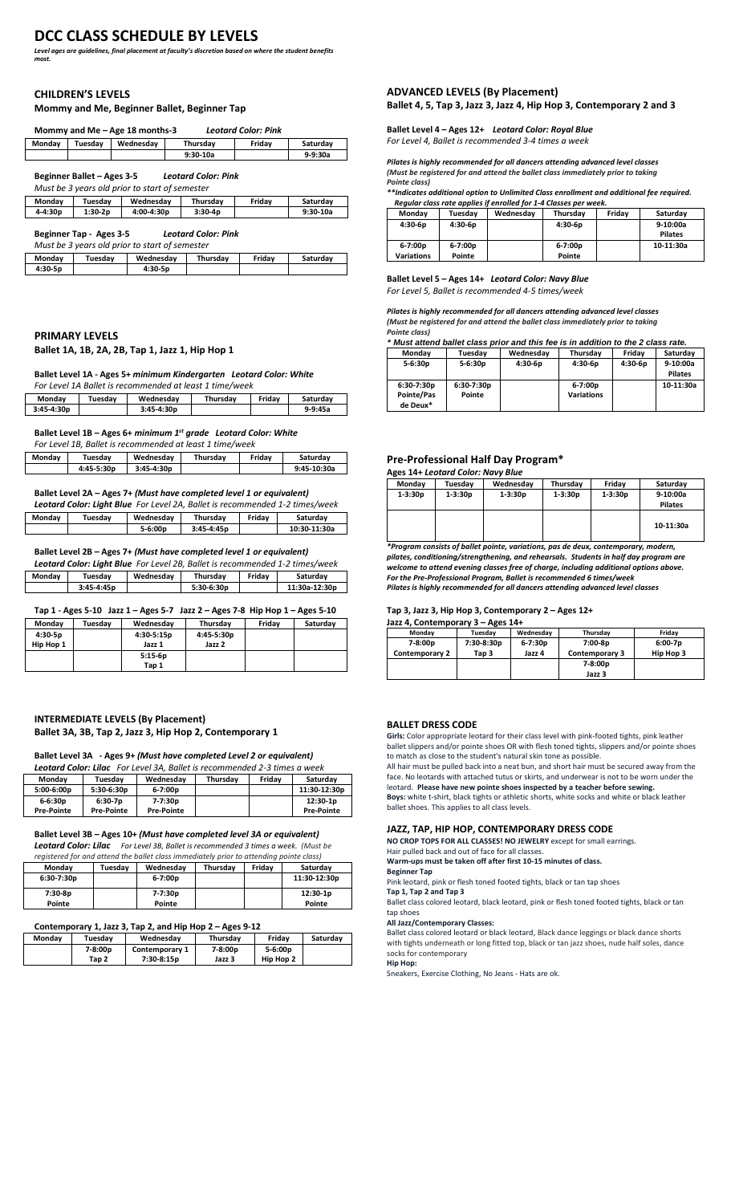# DCC CLASS SCHEDULE BY LEVELS

***Level ages are guidelines, final placement at faculty's discretion based on where the student benefits most.***

## CHILDREN'S LEVELS

### Mommy and Me, Beginner Ballet, Beginner Tap

**Mommy and Me – Age 18 months-3** ***Leotard Color: Pink***

| Monday | Tuesday | Wednesday | Thursday | Friday | Saturday |
|---|---|---|---|---|---|
| | | | 9:30-10a | | 9-9:30a |

**Beginner Ballet – Ages 3-5** ***Leotard Color: Pink***

*Must be 3 years old prior to start of semester*

| Monday | Tuesday | Wednesday | Thursday | Friday | Saturday |
|---|---|---|---|---|---|
| 4-4:30p | 1:30-2p | 4:00-4:30p | 3:30-4p | | 9:30-10a |

**Beginner Tap - Ages 3-5** ***Leotard Color: Pink***

*Must be 3 years old prior to start of semester*

| Monday | Tuesday | Wednesday | Thursday | Friday | Saturday |
|---|---|---|---|---|---|
| 4:30-5p | | 4:30-5p | | | |

## PRIMARY LEVELS

### Ballet 1A, 1B, 2A, 2B, Tap 1, Jazz 1, Hip Hop 1

**Ballet Level 1A - Ages 5+ *minimum Kindergarten*** ***Leotard Color: White***

*For Level 1A Ballet is recommended at least 1 time/week*

| Monday | Tuesday | Wednesday | Thursday | Friday | Saturday |
|---|---|---|---|---|---|
| 3:45-4:30p | | 3:45-4:30p | | | 9-9:45a |

**Ballet Level 1B – Ages 6+ *minimum 1st grade*** ***Leotard Color: White***

*For Level 1B, Ballet is recommended at least 1 time/week*

| Monday | Tuesday | Wednesday | Thursday | Friday | Saturday |
|---|---|---|---|---|---|
| | 4:45-5:30p | 3:45-4:30p | | | 9:45-10:30a |

**Ballet Level 2A – Ages 7+ *(Must have completed level 1 or equivalent)***

***Leotard Color: Light Blue*** *For Level 2A, Ballet is recommended 1-2 times/week*

| Monday | Tuesday | Wednesday | Thursday | Friday | Saturday |
|---|---|---|---|---|---|
| | | 5-6:00p | 3:45-4:45p | | 10:30-11:30a |

**Ballet Level 2B – Ages 7+ *(Must have completed level 1 or equivalent)***

***Leotard Color: Light Blue*** *For Level 2B, Ballet is recommended 1-2 times/week*

| Monday | Tuesday | Wednesday | Thursday | Friday | Saturday |
|---|---|---|---|---|---|
| | 3:45-4:45p | | 5:30-6:30p | | 11:30a-12:30p |

**Tap 1 - Ages 5-10 Jazz 1 – Ages 5-7 Jazz 2 – Ages 7-8 Hip Hop 1 – Ages 5-10**

| Monday | Tuesday | Wednesday | Thursday | Friday | Saturday |
|---|---|---|---|---|---|
| 4:30-5p Hip Hop 1 | | 4:30-5:15p Jazz 1 | 4:45-5:30p Jazz 2 | | |
| | | 5:15-6p Tap 1 | | | |

## INTERMEDIATE LEVELS (By Placement)

### Ballet 3A, 3B, Tap 2, Jazz 3, Hip Hop 2, Contemporary 1

**Ballet Level 3A - Ages 9+ *(Must have completed Level 2 or equivalent)***

***Leotard Color: Lilac*** *For Level 3A, Ballet is recommended 2-3 times a week*

| Monday | Tuesday | Wednesday | Thursday | Friday | Saturday |
|---|---|---|---|---|---|
| 5:00-6:00p | 5:30-6:30p | 6-7:00p | | | 11:30-12:30p |
| 6-6:30p Pre-Pointe | 6:30-7p Pre-Pointe | 7-7:30p Pre-Pointe | | | 12:30-1p Pre-Pointe |

**Ballet Level 3B – Ages 10+ *(Must have completed 3A or equivalent)***

***Leotard Color: Lilac*** *For Level 3B, Ballet is recommended 3 times a week. (Must be registered for and attend the ballet class immediately prior to attending pointe class)*

| Monday | Tuesday | Wednesday | Thursday | Friday | Saturday |
|---|---|---|---|---|---|
| 6:30-7:30p | | 6-7:00p | | | 11:30-12:30p |
| 7:30-8p Pointe | | 7-7:30p Pointe | | | 12:30-1p Pointe |

**Contemporary 1, Jazz 3, Tap 2, and Hip Hop 2 – Ages 9-12**

| Monday | Tuesday | Wednesday | Thursday | Friday | Saturday |
|---|---|---|---|---|---|
| | 7-8:00p Tap 2 | Contemporary 1 7:30-8:15p | 7-8:00p Jazz 3 | 5-6:00p Hip Hop 2 | |

## ADVANCED LEVELS (By Placement)

### Ballet 4, 5, Tap 3, Jazz 3, Jazz 4, Hip Hop 3, Contemporary 2 and 3

**Ballet Level 4 – Ages 12+** ***Leotard Color: Royal Blue***

*For Level 4, Ballet is recommended 3-4 times a week*

***Pilates is highly recommended for all dancers attending advanced level classes (Must be registered for and attend the ballet class immediately prior to taking Pointe class)***

***\*\*Indicates additional option to Unlimited Class enrollment and additional fee required. Regular class rate applies if enrolled for 1-4 Classes per week.***

| Monday | Tuesday | Wednesday | Thursday | Friday | Saturday |
|---|---|---|---|---|---|
| 4:30-6p | 4:30-6p | | 4:30-6p | | 9-10:00a Pilates |
| 6-7:00p Variations | 6-7:00p Pointe | | 6-7:00p Pointe | | 10-11:30a |

**Ballet Level 5 – Ages 14+** ***Leotard Color: Navy Blue***

*For Level 5, Ballet is recommended 4-5 times/week*

***Pilates is highly recommended for all dancers attending advanced level classes (Must be registered for and attend the ballet class immediately prior to taking Pointe class)***

***\* Must attend ballet class prior and this fee is in addition to the 2 class rate.***

| Monday | Tuesday | Wednesday | Thursday | Friday | Saturday |
|---|---|---|---|---|---|
| 5-6:30p | 5-6:30p | 4:30-6p | 4:30-6p | 4:30-6p | 9-10:00a Pilates |
| 6:30-7:30p Pointe/Pas de Deux* | 6:30-7:30p Pointe | | 6-7:00p Variations | | 10-11:30a |

## Pre-Professional Half Day Program*

**Ages 14+ *Leotard Color: Navy Blue***

| Monday | Tuesday | Wednesday | Thursday | Friday | Saturday |
|---|---|---|---|---|---|
| 1-3:30p | 1-3:30p | 1-3:30p | 1-3:30p | 1-3:30p | 9-10:00a Pilates |
| | | | | | 10-11:30a |

***\*Program consists of ballet pointe, variations, pas de deux, contemporary, modern, pilates, conditioning/strengthening, and rehearsals. Students in half day program are welcome to attend evening classes free of charge, including additional options above. For the Pre-Professional Program, Ballet is recommended 6 times/week Pilates is highly recommended for all dancers attending advanced level classes***

**Tap 3, Jazz 3, Hip Hop 3, Contemporary 2 – Ages 12+**

**Jazz 4, Contemporary 3 – Ages 14+**

| Monday | Tuesday | Wednesday | Thursday | Friday |
|---|---|---|---|---|
| 7-8:00p Contemporary 2 | 7:30-8:30p Tap 3 | 6-7:30p Jazz 4 | 7:00-8p Contemporary 3 | 6:00-7p Hip Hop 3 |
| | | | 7-8:00p Jazz 3 | |

## BALLET DRESS CODE

**Girls:** Color appropriate leotard for their class level with pink-footed tights, pink leather ballet slippers and/or pointe shoes OR with flesh toned tights, slippers and/or pointe shoes to match as close to the student's natural skin tone as possible.

All hair must be pulled back into a neat bun, and short hair must be secured away from the face. No leotards with attached tutus or skirts, and underwear is not to be worn under the leotard. **Please have new pointe shoes inspected by a teacher before sewing.**

**Boys:** white t-shirt, black tights or athletic shorts, white socks and white or black leather ballet shoes. This applies to all class levels.

## JAZZ, TAP, HIP HOP, CONTEMPORARY DRESS CODE

**NO CROP TOPS FOR ALL CLASSES! NO JEWELRY** except for small earrings.

Hair pulled back and out of face for all classes.

**Warm-ups must be taken off after first 10-15 minutes of class.**

**Beginner Tap**

Pink leotard, pink or flesh toned footed tights, black or tan tap shoes

**Tap 1, Tap 2 and Tap 3**

Ballet class colored leotard, black leotard, pink or flesh toned footed tights, black or tan tap shoes

**All Jazz/Contemporary Classes:**

Ballet class colored leotard or black leotard, Black dance leggings or black dance shorts with tights underneath or long fitted top, black or tan jazz shoes, nude half soles, dance socks for contemporary

**Hip Hop:**

Sneakers, Exercise Clothing, No Jeans - Hats are ok.